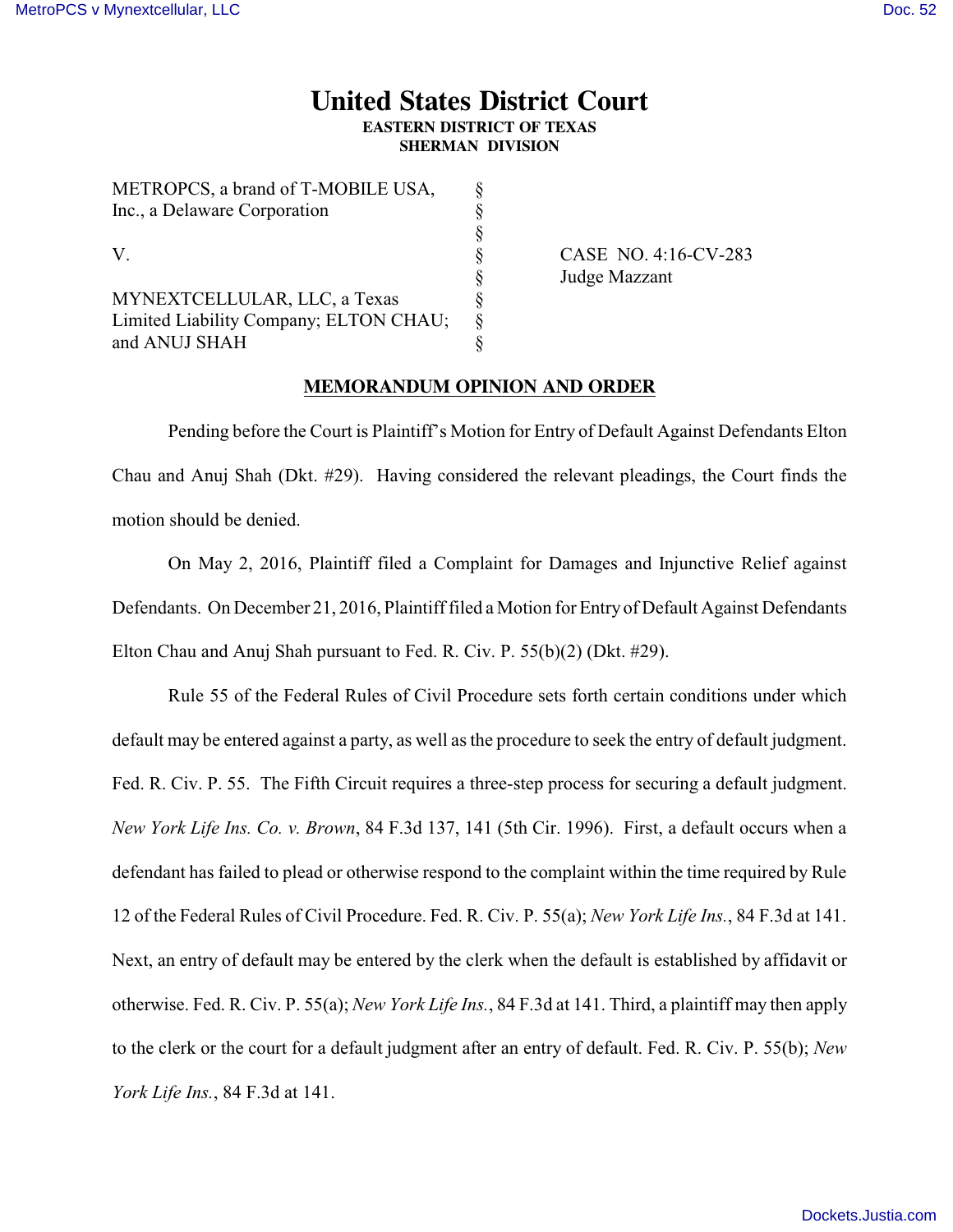# United States District Court

**EASTERN DISTRICT OF TEXAS**
**SHERMAN DIVISION**

| | | |
|---|---|---|
| METROPCS, a brand of T-MOBILE USA, Inc., a Delaware Corporation | § | |
| | § | |
| V. | § | CASE NO. 4:16-CV-283 |
| | § | Judge Mazzant |
| MYNEXTCELLULAR, LLC, a Texas Limited Liability Company; ELTON CHAU; and ANUJ SHAH | § | |

## MEMORANDUM OPINION AND ORDER

Pending before the Court is Plaintiff's Motion for Entry of Default Against Defendants Elton Chau and Anuj Shah (Dkt. #29). Having considered the relevant pleadings, the Court finds the motion should be denied.

On May 2, 2016, Plaintiff filed a Complaint for Damages and Injunctive Relief against Defendants. On December 21, 2016, Plaintiff filed a Motion for Entry of Default Against Defendants Elton Chau and Anuj Shah pursuant to Fed. R. Civ. P. 55(b)(2) (Dkt. #29).

Rule 55 of the Federal Rules of Civil Procedure sets forth certain conditions under which default may be entered against a party, as well as the procedure to seek the entry of default judgment. Fed. R. Civ. P. 55. The Fifth Circuit requires a three-step process for securing a default judgment. *New York Life Ins. Co. v. Brown*, 84 F.3d 137, 141 (5th Cir. 1996). First, a default occurs when a defendant has failed to plead or otherwise respond to the complaint within the time required by Rule 12 of the Federal Rules of Civil Procedure. Fed. R. Civ. P. 55(a); *New York Life Ins.*, 84 F.3d at 141. Next, an entry of default may be entered by the clerk when the default is established by affidavit or otherwise. Fed. R. Civ. P. 55(a); *New York Life Ins.*, 84 F.3d at 141. Third, a plaintiff may then apply to the clerk or the court for a default judgment after an entry of default. Fed. R. Civ. P. 55(b); *New York Life Ins.*, 84 F.3d at 141.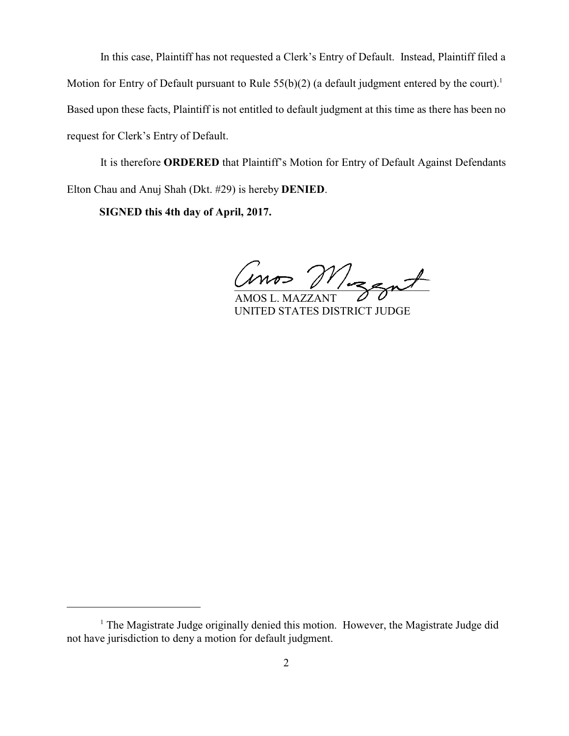In this case, Plaintiff has not requested a Clerk's Entry of Default. Instead, Plaintiff filed a Motion for Entry of Default pursuant to Rule 55(b)(2) (a default judgment entered by the court).[1] Based upon these facts, Plaintiff is not entitled to default judgment at this time as there has been no request for Clerk's Entry of Default.

It is therefore **ORDERED** that Plaintiff's Motion for Entry of Default Against Defendants Elton Chau and Anuj Shah (Dkt. #29) is hereby **DENIED**.

**SIGNED this 4th day of April, 2017.**

AMOS L. MAZZANT
UNITED STATES DISTRICT JUDGE

---

[1] The Magistrate Judge originally denied this motion. However, the Magistrate Judge did not have jurisdiction to deny a motion for default judgment.